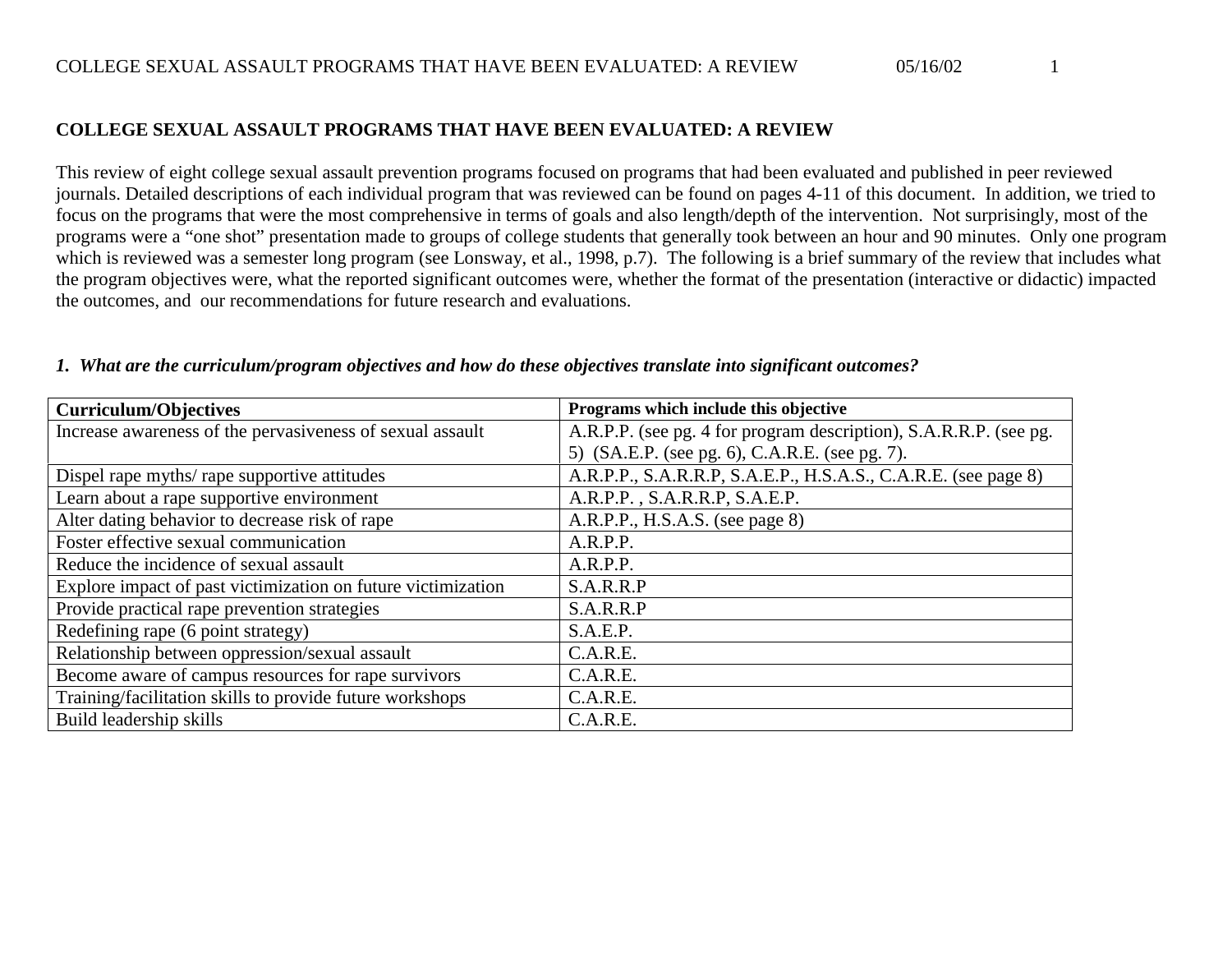# COLLEGE SEXUAL ASSAULT PROGRAMS THAT HAVE BEEN EVALUATED: A REVIEW

This review of eight college sexual assault prevention programs focused on programs that had been evaluated and published in peer reviewed journals. Detailed descriptions of each individual program that was reviewed can be found on pages 4-11 of this document. In addition, we tried to focus on the programs that were the most comprehensive in terms of goals and also length/depth of the intervention. Not surprisingly, most of the programs were a "one shot" presentation made to groups of college students that generally took between an hour and 90 minutes. Only one program which is reviewed was a semester long program (see Lonsway, et al., 1998, p.7). The following is a brief summary of the review that includes what the program objectives were, what the reported significant outcomes were, whether the format of the presentation (interactive or didactic) impacted the outcomes, and our recommendations for future research and evaluations.

***1. What are the curriculum/program objectives and how do these objectives translate into significant outcomes?***

| **Curriculum/Objectives** | **Programs which include this objective** |
| --- | --- |
| Increase awareness of the pervasiveness of sexual assault | A.R.P.P. (see pg. 4 for program description), S.A.R.R.P. (see pg. 5) (SA.E.P. (see pg. 6), C.A.R.E. (see pg. 7). |
| Dispel rape myths/ rape supportive attitudes | A.R.P.P., S.A.R.R.P, S.A.E.P., H.S.A.S., C.A.R.E. (see page 8) |
| Learn about a rape supportive environment | A.R.P.P. , S.A.R.R.P, S.A.E.P. |
| Alter dating behavior to decrease risk of rape | A.R.P.P., H.S.A.S. (see page 8) |
| Foster effective sexual communication | A.R.P.P. |
| Reduce the incidence of sexual assault | A.R.P.P. |
| Explore impact of past victimization on future victimization | S.A.R.R.P |
| Provide practical rape prevention strategies | S.A.R.R.P |
| Redefining rape (6 point strategy) | S.A.E.P. |
| Relationship between oppression/sexual assault | C.A.R.E. |
| Become aware of campus resources for rape survivors | C.A.R.E. |
| Training/facilitation skills to provide future workshops | C.A.R.E. |
| Build leadership skills | C.A.R.E. |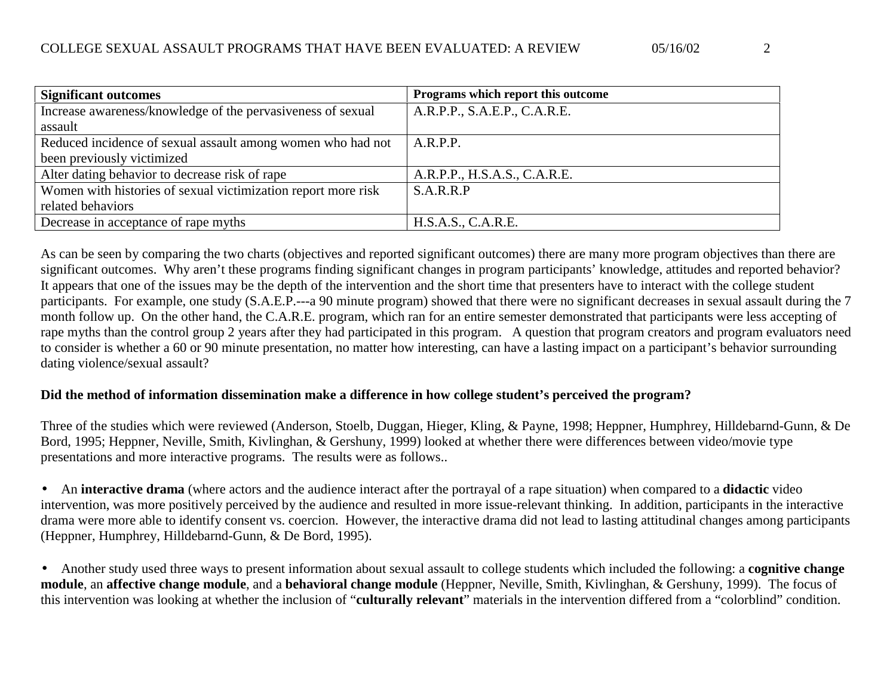| Significant outcomes | Programs which report this outcome |
|---|---|
| Increase awareness/knowledge of the pervasiveness of sexual assault | A.R.P.P., S.A.E.P., C.A.R.E. |
| Reduced incidence of sexual assault among women who had not been previously victimized | A.R.P.P. |
| Alter dating behavior to decrease risk of rape | A.R.P.P., H.S.A.S., C.A.R.E. |
| Women with histories of sexual victimization report more risk related behaviors | S.A.R.R.P |
| Decrease in acceptance of rape myths | H.S.A.S., C.A.R.E. |

As can be seen by comparing the two charts (objectives and reported significant outcomes) there are many more program objectives than there are significant outcomes. Why aren't these programs finding significant changes in program participants' knowledge, attitudes and reported behavior? It appears that one of the issues may be the depth of the intervention and the short time that presenters have to interact with the college student participants. For example, one study (S.A.E.P.---a 90 minute program) showed that there were no significant decreases in sexual assault during the 7 month follow up. On the other hand, the C.A.R.E. program, which ran for an entire semester demonstrated that participants were less accepting of rape myths than the control group 2 years after they had participated in this program. A question that program creators and program evaluators need to consider is whether a 60 or 90 minute presentation, no matter how interesting, can have a lasting impact on a participant's behavior surrounding dating violence/sexual assault?

**Did the method of information dissemination make a difference in how college student's perceived the program?**

Three of the studies which were reviewed (Anderson, Stoelb, Duggan, Hieger, Kling, & Payne, 1998; Heppner, Humphrey, Hilldebarnd-Gunn, & De Bord, 1995; Heppner, Neville, Smith, Kivlinghan, & Gershuny, 1999) looked at whether there were differences between video/movie type presentations and more interactive programs. The results were as follows..

- An **interactive drama** (where actors and the audience interact after the portrayal of a rape situation) when compared to a **didactic** video intervention, was more positively perceived by the audience and resulted in more issue-relevant thinking. In addition, participants in the interactive drama were more able to identify consent vs. coercion. However, the interactive drama did not lead to lasting attitudinal changes among participants (Heppner, Humphrey, Hilldebarnd-Gunn, & De Bord, 1995).

- Another study used three ways to present information about sexual assault to college students which included the following: a **cognitive change module**, an **affective change module**, and a **behavioral change module** (Heppner, Neville, Smith, Kivlinghan, & Gershuny, 1999). The focus of this intervention was looking at whether the inclusion of "**culturally relevant**" materials in the intervention differed from a "colorblind" condition.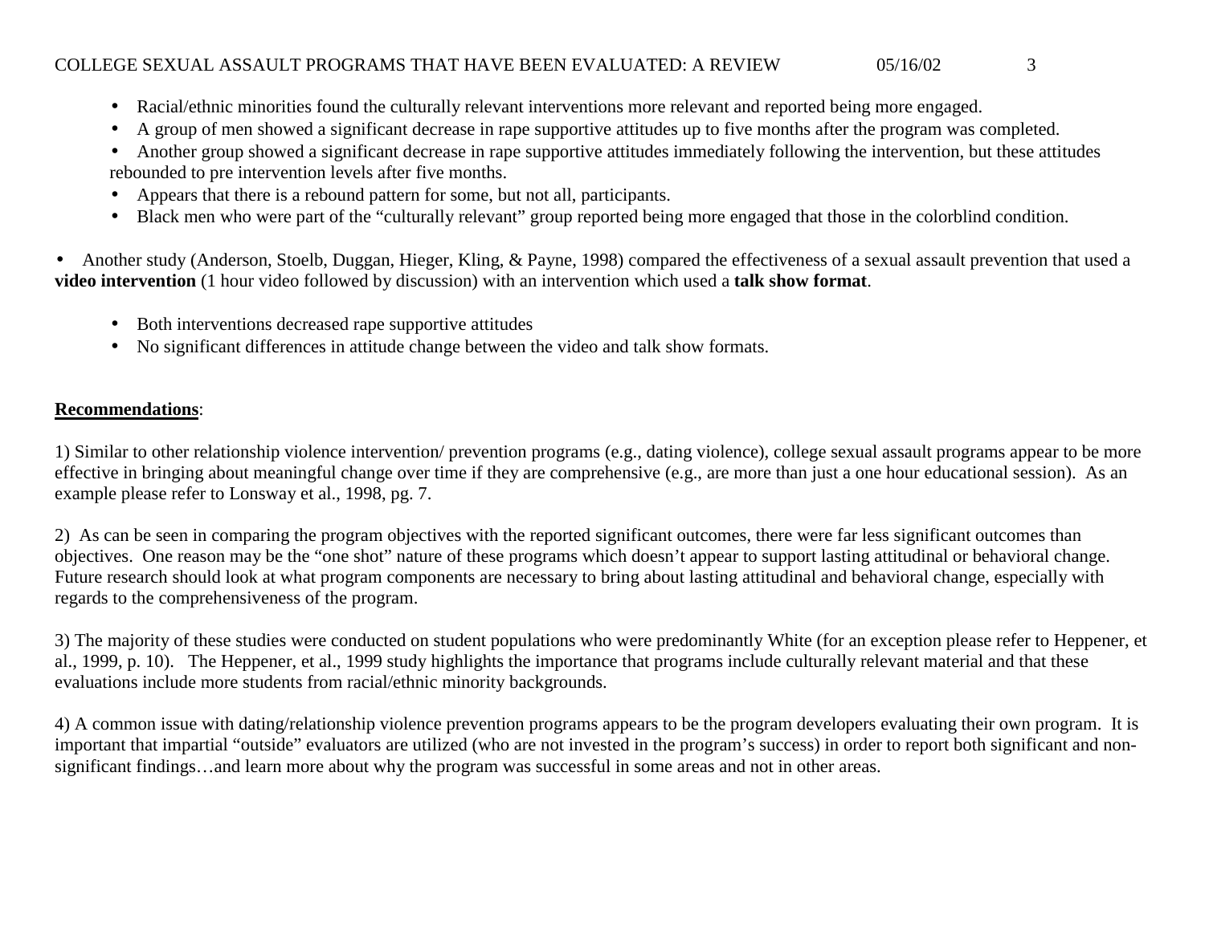- Racial/ethnic minorities found the culturally relevant interventions more relevant and reported being more engaged.
- A group of men showed a significant decrease in rape supportive attitudes up to five months after the program was completed.
- Another group showed a significant decrease in rape supportive attitudes immediately following the intervention, but these attitudes rebounded to pre intervention levels after five months.
- Appears that there is a rebound pattern for some, but not all, participants.
- Black men who were part of the "culturally relevant" group reported being more engaged that those in the colorblind condition.

- Another study (Anderson, Stoelb, Duggan, Hieger, Kling, & Payne, 1998) compared the effectiveness of a sexual assault prevention that used a **video intervention** (1 hour video followed by discussion) with an intervention which used a **talk show format**.

  - Both interventions decreased rape supportive attitudes
  - No significant differences in attitude change between the video and talk show formats.

**<u>Recommendations</u>**:

1) Similar to other relationship violence intervention/ prevention programs (e.g., dating violence), college sexual assault programs appear to be more effective in bringing about meaningful change over time if they are comprehensive (e.g., are more than just a one hour educational session). As an example please refer to Lonsway et al., 1998, pg. 7.

2) As can be seen in comparing the program objectives with the reported significant outcomes, there were far less significant outcomes than objectives. One reason may be the "one shot" nature of these programs which doesn't appear to support lasting attitudinal or behavioral change. Future research should look at what program components are necessary to bring about lasting attitudinal and behavioral change, especially with regards to the comprehensiveness of the program.

3) The majority of these studies were conducted on student populations who were predominantly White (for an exception please refer to Heppener, et al., 1999, p. 10). The Heppener, et al., 1999 study highlights the importance that programs include culturally relevant material and that these evaluations include more students from racial/ethnic minority backgrounds.

4) A common issue with dating/relationship violence prevention programs appears to be the program developers evaluating their own program. It is important that impartial "outside" evaluators are utilized (who are not invested in the program's success) in order to report both significant and non-significant findings…and learn more about why the program was successful in some areas and not in other areas.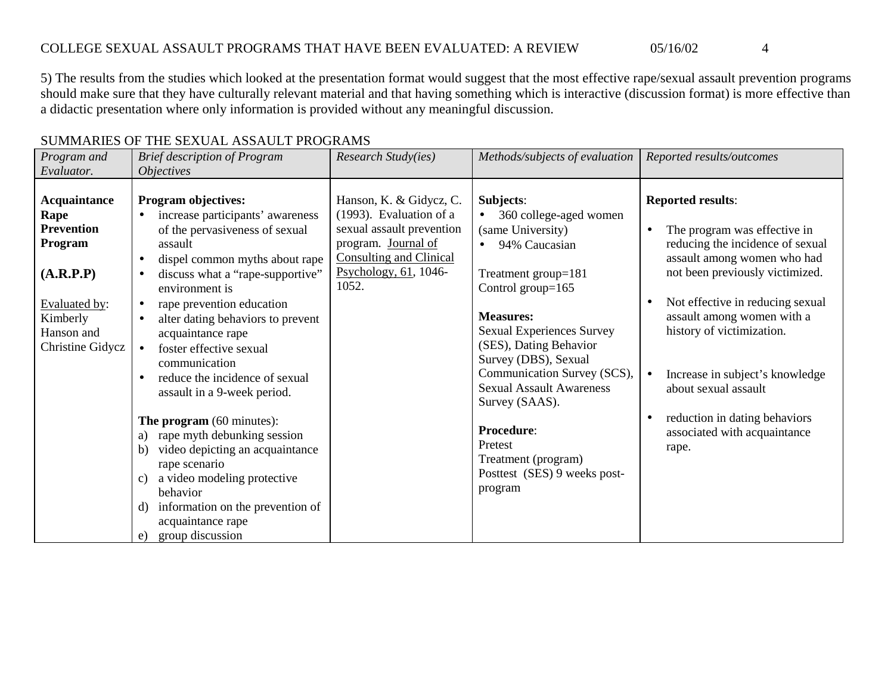5) The results from the studies which looked at the presentation format would suggest that the most effective rape/sexual assault prevention programs should make sure that they have culturally relevant material and that having something which is interactive (discussion format) is more effective than a didactic presentation where only information is provided without any meaningful discussion.

SUMMARIES OF THE SEXUAL ASSAULT PROGRAMS

| *Program and Evaluator.* | *Brief description of Program Objectives* | *Research Study(ies)* | *Methods/subjects of evaluation* | *Reported results/outcomes* |
|---|---|---|---|---|
| **Acquaintance Rape Prevention Program**<br><br>**(A.R.P.P)**<br><br>Evaluated by: Kimberly Hanson and Christine Gidycz | **Program objectives:**<br>• increase participants' awareness of the pervasiveness of sexual assault<br>• dispel common myths about rape<br>• discuss what a "rape-supportive" environment is<br>• rape prevention education<br>• alter dating behaviors to prevent acquaintance rape<br>• foster effective sexual communication<br>• reduce the incidence of sexual assault in a 9-week period.<br><br>**The program** (60 minutes):<br>a) rape myth debunking session<br>b) video depicting an acquaintance rape scenario<br>c) a video modeling protective behavior<br>d) information on the prevention of acquaintance rape<br>e) group discussion | Hanson, K. & Gidycz, C. (1993). Evaluation of a sexual assault prevention program. Journal of Consulting and Clinical Psychology, 61, 1046-1052. | **Subjects**:<br>• 360 college-aged women (same University)<br>• 94% Caucasian<br><br>Treatment group=181<br>Control group=165<br><br>**Measures:**<br>Sexual Experiences Survey (SES), Dating Behavior Survey (DBS), Sexual Communication Survey (SCS), Sexual Assault Awareness Survey (SAAS).<br><br>**Procedure**:<br>Pretest<br>Treatment (program)<br>Posttest (SES) 9 weeks post-program | **Reported results**:<br><br>• The program was effective in reducing the incidence of sexual assault among women who had not been previously victimized.<br><br>• Not effective in reducing sexual assault among women with a history of victimization.<br><br>• Increase in subject's knowledge about sexual assault<br><br>• reduction in dating behaviors associated with acquaintance rape. |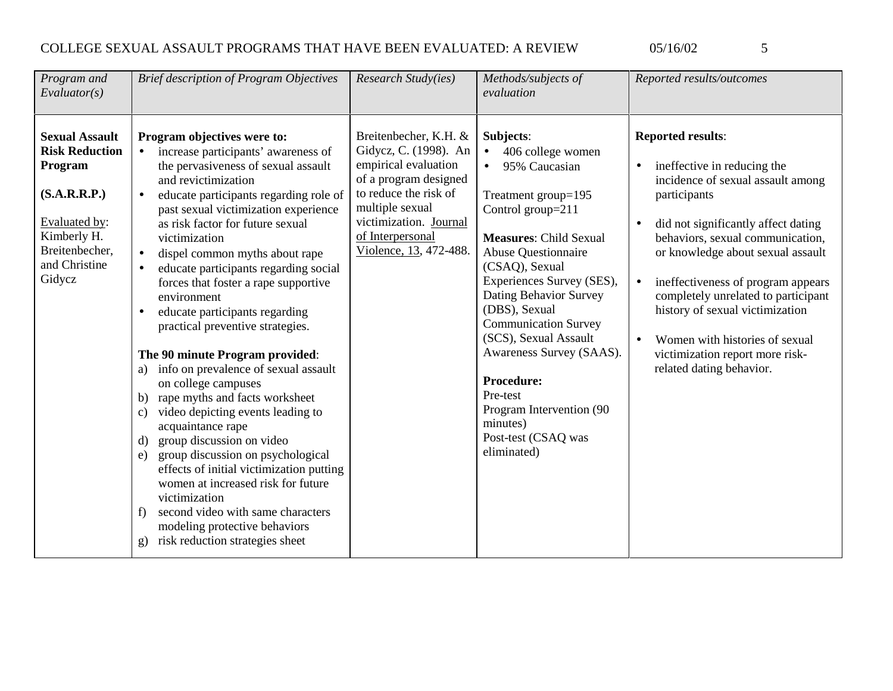| *Program and Evaluator(s)* | *Brief description of Program Objectives* | *Research Study(ies)* | *Methods/subjects of evaluation* | *Reported results/outcomes* |
|---|---|---|---|---|
| **Sexual Assault Risk Reduction Program**<br><br>**(S.A.R.R.P.)**<br><br>Evaluated by: Kimberly H. Breitenbecher, and Christine Gidycz | **Program objectives were to:**<br>• increase participants' awareness of the pervasiveness of sexual assault and revictimization<br>• educate participants regarding role of past sexual victimization experience as risk factor for future sexual victimization<br>• dispel common myths about rape<br>• educate participants regarding social forces that foster a rape supportive environment<br>• educate participants regarding practical preventive strategies.<br><br>**The 90 minute Program provided**:<br>a) info on prevalence of sexual assault on college campuses<br>b) rape myths and facts worksheet<br>c) video depicting events leading to acquaintance rape<br>d) group discussion on video<br>e) group discussion on psychological effects of initial victimization putting women at increased risk for future victimization<br>f) second video with same characters modeling protective behaviors<br>g) risk reduction strategies sheet | Breitenbecher, K.H. & Gidycz, C. (1998). An empirical evaluation of a program designed to reduce the risk of multiple sexual victimization. Journal of Interpersonal Violence, 13, 472-488. | **Subjects**:<br>• 406 college women<br>• 95% Caucasian<br><br>Treatment group=195<br>Control group=211<br><br>**Measures**: Child Sexual Abuse Questionnaire (CSAQ), Sexual Experiences Survey (SES), Dating Behavior Survey (DBS), Sexual Communication Survey (SCS), Sexual Assault Awareness Survey (SAAS).<br><br>**Procedure:**<br>Pre-test<br>Program Intervention (90 minutes)<br>Post-test (CSAQ was eliminated) | **Reported results**:<br><br>• ineffective in reducing the incidence of sexual assault among participants<br><br>• did not significantly affect dating behaviors, sexual communication, or knowledge about sexual assault<br><br>• ineffectiveness of program appears completely unrelated to participant history of sexual victimization<br><br>• Women with histories of sexual victimization report more risk-related dating behavior. |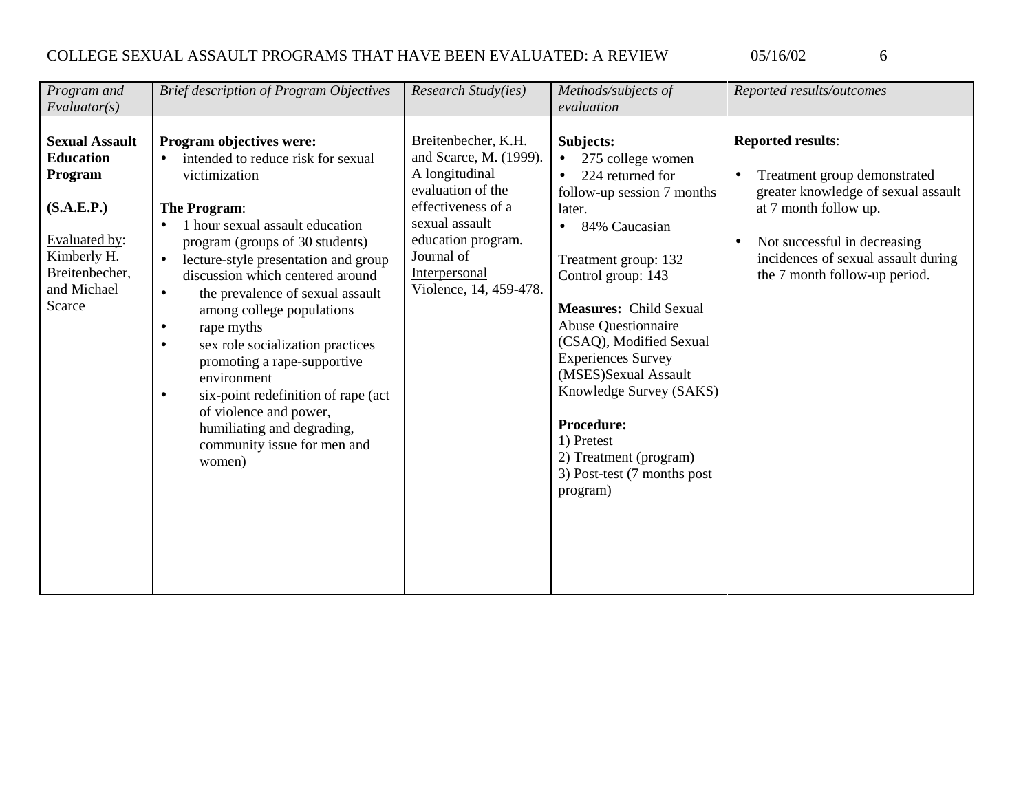| *Program and Evaluator(s)* | *Brief description of Program Objectives* | *Research Study(ies)* | *Methods/subjects of evaluation* | *Reported results/outcomes* |
|---|---|---|---|---|
| **Sexual Assault Education Program**<br><br>**(S.A.E.P.)**<br><br>Evaluated by: Kimberly H. Breitenbecher, and Michael Scarce | **Program objectives were:**<br>• intended to reduce risk for sexual victimization<br><br>**The Program**:<br>• 1 hour sexual assault education program (groups of 30 students)<br>• lecture-style presentation and group discussion which centered around<br>• the prevalence of sexual assault among college populations<br>• rape myths<br>• sex role socialization practices promoting a rape-supportive environment<br>• six-point redefinition of rape (act of violence and power, humiliating and degrading, community issue for men and women) | Breitenbecher, K.H. and Scarce, M. (1999). A longitudinal evaluation of the effectiveness of a sexual assault education program. Journal of Interpersonal Violence, 14, 459-478. | **Subjects:**<br>• 275 college women<br>• 224 returned for follow-up session 7 months later.<br>• 84% Caucasian<br><br>Treatment group: 132<br>Control group: 143<br><br>**Measures:** Child Sexual Abuse Questionnaire (CSAQ), Modified Sexual Experiences Survey (MSES)Sexual Assault Knowledge Survey (SAKS)<br><br>**Procedure:**<br>1) Pretest<br>2) Treatment (program)<br>3) Post-test (7 months post program) | **Reported results**:<br><br>• Treatment group demonstrated greater knowledge of sexual assault at 7 month follow up.<br><br>• Not successful in decreasing incidences of sexual assault during the 7 month follow-up period. |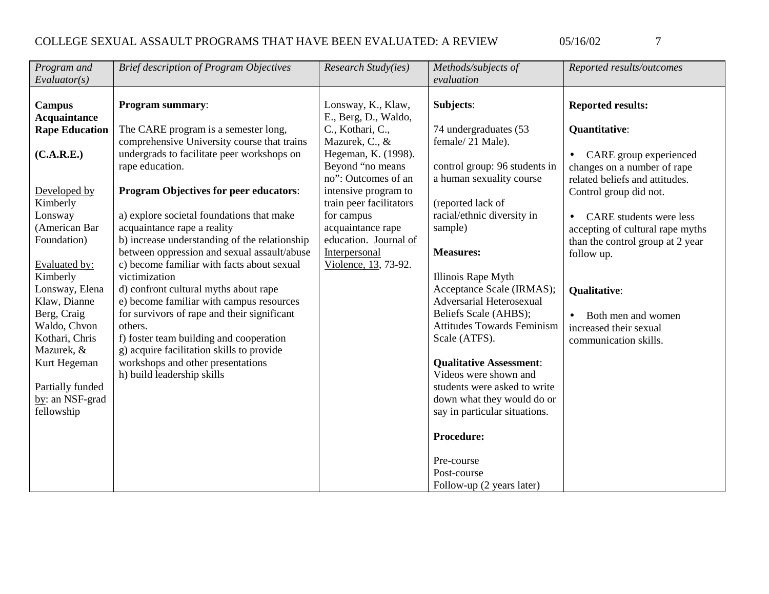| *Program and Evaluator(s)* | *Brief description of Program Objectives* | *Research Study(ies)* | *Methods/subjects of evaluation* | *Reported results/outcomes* |
|---|---|---|---|---|
| **Campus Acquaintance Rape Education**<br><br>**(C.A.R.E.)**<br><br><u>Developed by</u> Kimberly Lonsway (American Bar Foundation)<br><br><u>Evaluated by:</u> Kimberly Lonsway, Elena Klaw, Dianne Berg, Craig Waldo, Chvon Kothari, Chris Mazurek, & Kurt Hegeman<br><br><u>Partially funded by</u>: an NSF-grad fellowship | **Program summary**:<br><br>The CARE program is a semester long, comprehensive University course that trains undergrads to facilitate peer workshops on rape education.<br><br>**Program Objectives for peer educators**:<br><br>a) explore societal foundations that make acquaintance rape a reality<br>b) increase understanding of the relationship between oppression and sexual assault/abuse<br>c) become familiar with facts about sexual victimization<br>d) confront cultural myths about rape<br>e) become familiar with campus resources for survivors of rape and their significant others.<br>f) foster team building and cooperation<br>g) acquire facilitation skills to provide workshops and other presentations<br>h) build leadership skills | Lonsway, K., Klaw, E., Berg, D., Waldo, C., Kothari, C., Mazurek, C., & Hegeman, K. (1998). Beyond "no means no": Outcomes of an intensive program to train peer facilitators for campus acquaintance rape education. <u>Journal of Interpersonal Violence, 13</u>, 73-92. | **Subjects**:<br><br>74 undergraduates (53 female/ 21 Male).<br><br>control group: 96 students in a human sexuality course<br><br>(reported lack of racial/ethnic diversity in sample)<br><br>**Measures:**<br><br>Illinois Rape Myth Acceptance Scale (IRMAS); Adversarial Heterosexual Beliefs Scale (AHBS); Attitudes Towards Feminism Scale (ATFS).<br><br>**Qualitative Assessment**: Videos were shown and students were asked to write down what they would do or say in particular situations.<br><br>**Procedure:**<br><br>Pre-course<br>Post-course<br>Follow-up (2 years later) | **Reported results:**<br><br>**Quantitative**:<br><br>• CARE group experienced changes on a number of rape related beliefs and attitudes. Control group did not.<br><br>• CARE students were less accepting of cultural rape myths than the control group at 2 year follow up.<br><br>**Qualitative**:<br><br>• Both men and women increased their sexual communication skills. |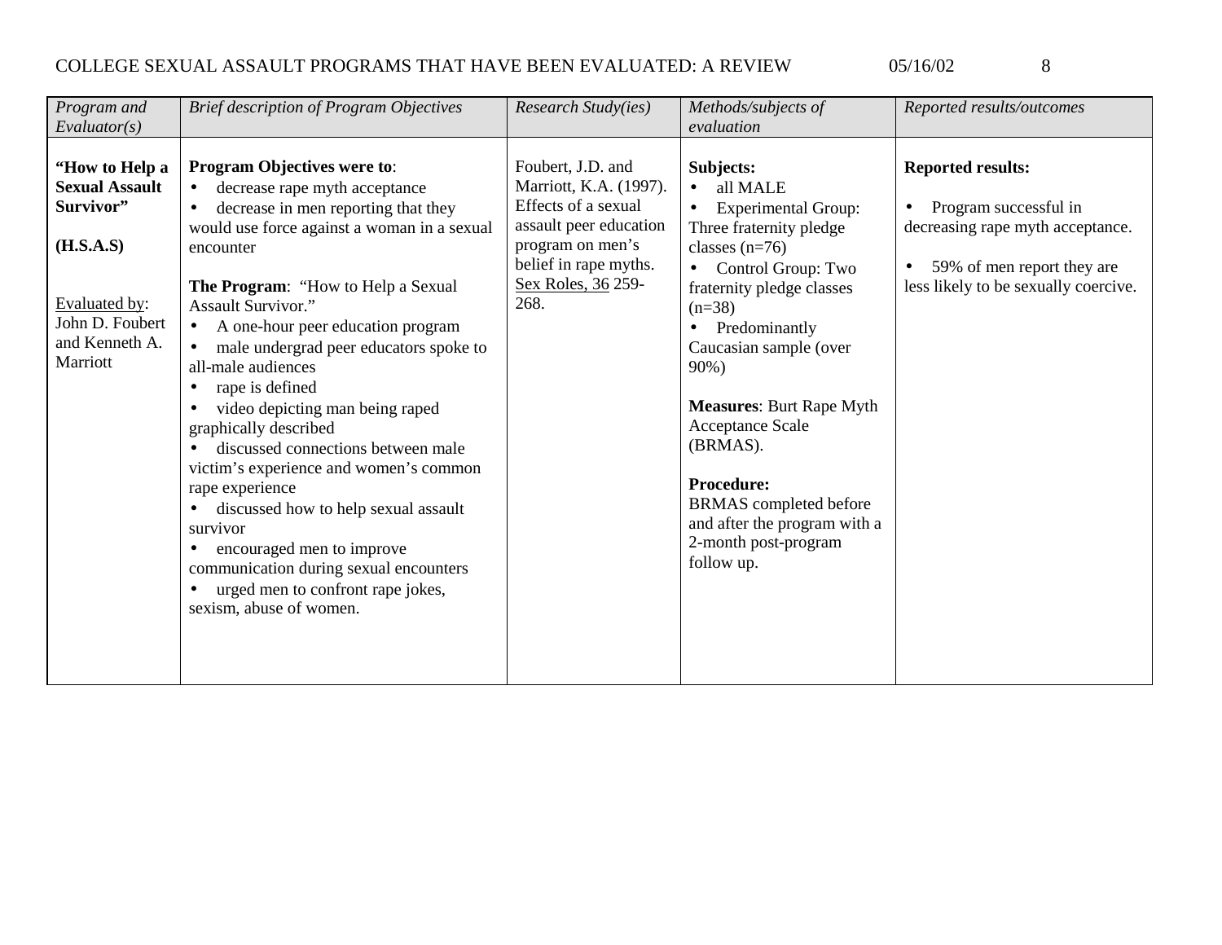| *Program and Evaluator(s)* | *Brief description of Program Objectives* | *Research Study(ies)* | *Methods/subjects of evaluation* | *Reported results/outcomes* |
|---|---|---|---|---|
| **"How to Help a Sexual Assault Survivor"** <br><br> **(H.S.A.S)** <br><br> Evaluated by: John D. Foubert and Kenneth A. Marriott | **Program Objectives were to**: <br> • decrease rape myth acceptance <br> • decrease in men reporting that they would use force against a woman in a sexual encounter <br><br> **The Program**: "How to Help a Sexual Assault Survivor." <br> • A one-hour peer education program <br> • male undergrad peer educators spoke to all-male audiences <br> • rape is defined <br> • video depicting man being raped graphically described <br> • discussed connections between male victim's experience and women's common rape experience <br> • discussed how to help sexual assault survivor <br> • encouraged men to improve communication during sexual encounters <br> • urged men to confront rape jokes, sexism, abuse of women. | Foubert, J.D. and Marriott, K.A. (1997). Effects of a sexual assault peer education program on men's belief in rape myths. Sex Roles, 36 259-268. | **Subjects:** <br> • all MALE <br> • Experimental Group: Three fraternity pledge classes (n=76) <br> • Control Group: Two fraternity pledge classes (n=38) <br> • Predominantly Caucasian sample (over 90%) <br><br> **Measures**: Burt Rape Myth Acceptance Scale (BRMAS). <br><br> **Procedure:** <br> BRMAS completed before and after the program with a 2-month post-program follow up. | **Reported results:** <br><br> • Program successful in decreasing rape myth acceptance. <br><br> • 59% of men report they are less likely to be sexually coercive. |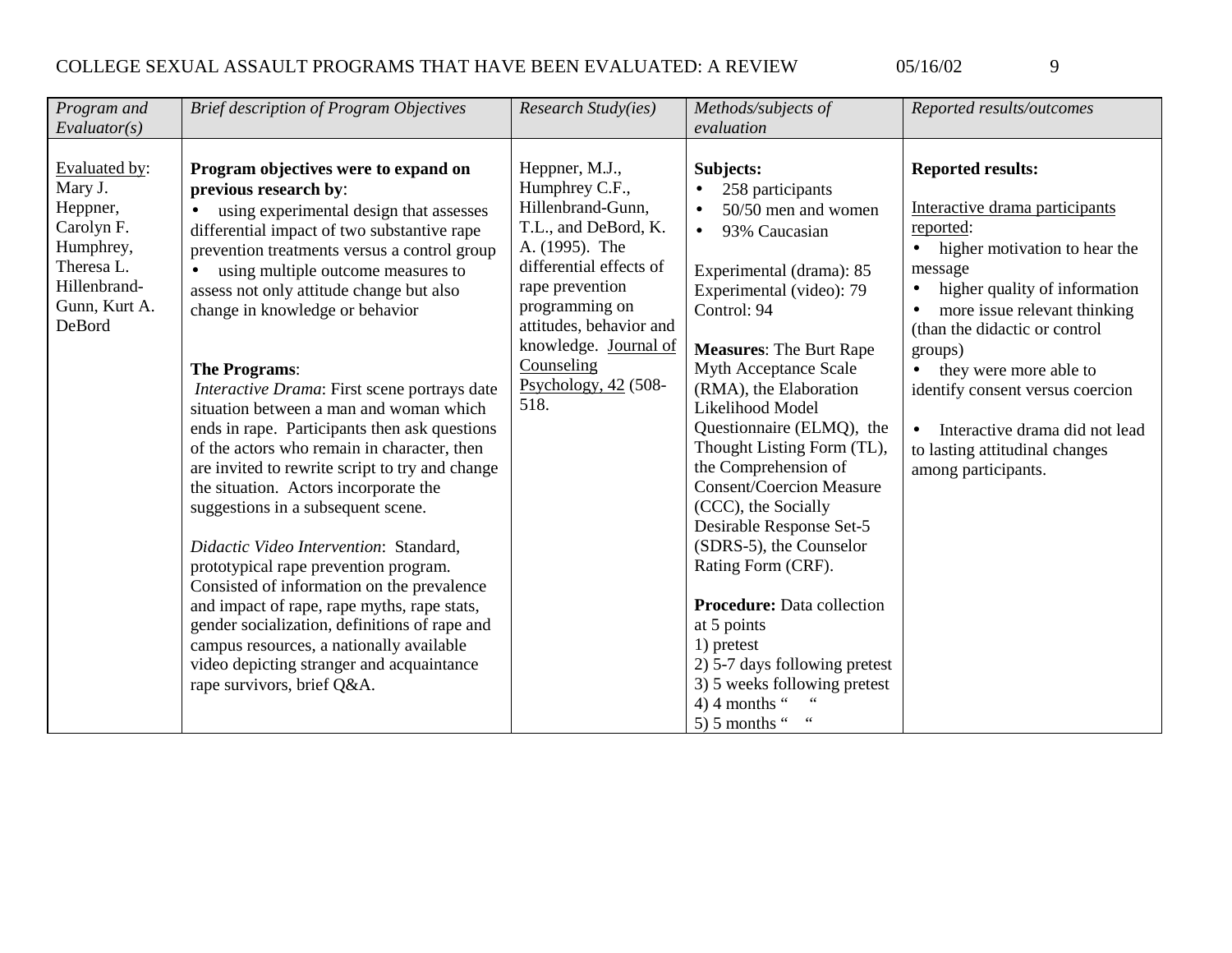| *Program and Evaluator(s)* | *Brief description of Program Objectives* | *Research Study(ies)* | *Methods/subjects of evaluation* | *Reported results/outcomes* |
|---|---|---|---|---|
| Evaluated by: Mary J. Heppner, Carolyn F. Humphrey, Theresa L. Hillenbrand-Gunn, Kurt A. DeBord | **Program objectives were to expand on previous research by**:<br>• using experimental design that assesses differential impact of two substantive rape prevention treatments versus a control group<br>• using multiple outcome measures to assess not only attitude change but also change in knowledge or behavior<br><br>**The Programs**:<br>*Interactive Drama*: First scene portrays date situation between a man and woman which ends in rape. Participants then ask questions of the actors who remain in character, then are invited to rewrite script to try and change the situation. Actors incorporate the suggestions in a subsequent scene.<br><br>*Didactic Video Intervention*: Standard, prototypical rape prevention program. Consisted of information on the prevalence and impact of rape, rape myths, rape stats, gender socialization, definitions of rape and campus resources, a nationally available video depicting stranger and acquaintance rape survivors, brief Q&A. | Heppner, M.J., Humphrey C.F., Hillenbrand-Gunn, T.L., and DeBord, K. A. (1995). The differential effects of rape prevention programming on attitudes, behavior and knowledge. Journal of Counseling Psychology, 42 (508-518. | **Subjects:**<br>• 258 participants<br>• 50/50 men and women<br>• 93% Caucasian<br><br>Experimental (drama): 85<br>Experimental (video): 79<br>Control: 94<br><br>**Measures**: The Burt Rape Myth Acceptance Scale (RMA), the Elaboration Likelihood Model Questionnaire (ELMQ), the Thought Listing Form (TL), the Comprehension of Consent/Coercion Measure (CCC), the Socially Desirable Response Set-5 (SDRS-5), the Counselor Rating Form (CRF).<br><br>**Procedure:** Data collection at 5 points<br>1) pretest<br>2) 5-7 days following pretest<br>3) 5 weeks following pretest<br>4) 4 months " "<br>5) 5 months " " | **Reported results:**<br><br>Interactive drama participants reported:<br>• higher motivation to hear the message<br>• higher quality of information<br>• more issue relevant thinking (than the didactic or control groups)<br>• they were more able to identify consent versus coercion<br><br>• Interactive drama did not lead to lasting attitudinal changes among participants. |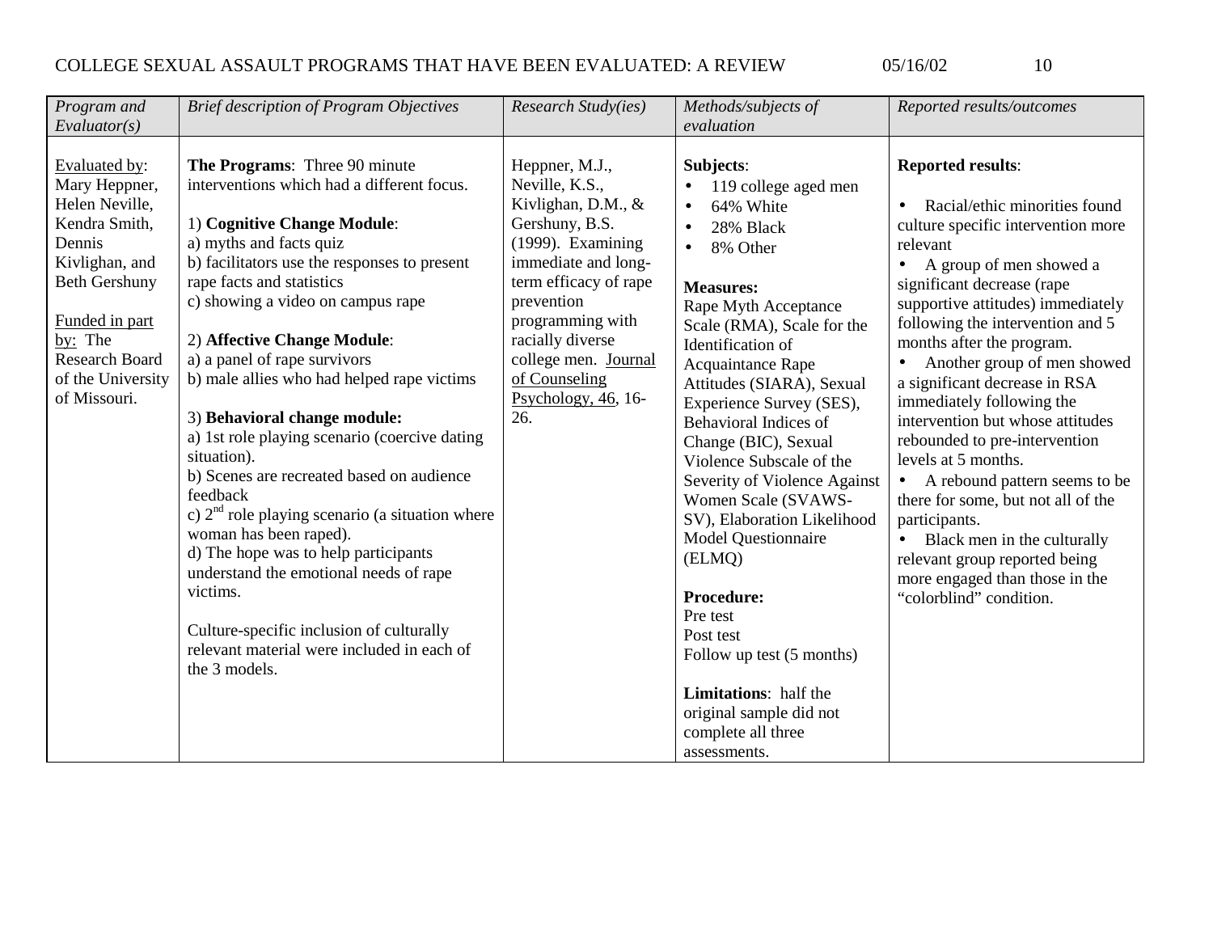| *Program and Evaluator(s)* | *Brief description of Program Objectives* | *Research Study(ies)* | *Methods/subjects of evaluation* | *Reported results/outcomes* |
|---|---|---|---|---|
| Evaluated by: Mary Heppner, Helen Neville, Kendra Smith, Dennis Kivlighan, and Beth Gershuny<br><br>Funded in part by: The Research Board of the University of Missouri. | **The Programs**: Three 90 minute interventions which had a different focus.<br><br>1) **Cognitive Change Module**:<br>a) myths and facts quiz<br>b) facilitators use the responses to present rape facts and statistics<br>c) showing a video on campus rape<br><br>2) **Affective Change Module**:<br>a) a panel of rape survivors<br>b) male allies who had helped rape victims<br><br>3) **Behavioral change module:**<br>a) 1st role playing scenario (coercive dating situation).<br>b) Scenes are recreated based on audience feedback<br>c) 2nd role playing scenario (a situation where woman has been raped).<br>d) The hope was to help participants understand the emotional needs of rape victims.<br><br>Culture-specific inclusion of culturally relevant material were included in each of the 3 models. | Heppner, M.J., Neville, K.S., Kivlighan, D.M., & Gershuny, B.S. (1999). Examining immediate and long-term efficacy of rape prevention programming with racially diverse college men. Journal of Counseling Psychology, 46, 16-26. | **Subjects**:<br>• 119 college aged men<br>• 64% White<br>• 28% Black<br>• 8% Other<br><br>**Measures:**<br>Rape Myth Acceptance Scale (RMA), Scale for the Identification of Acquaintance Rape Attitudes (SIARA), Sexual Experience Survey (SES), Behavioral Indices of Change (BIC), Sexual Violence Subscale of the Severity of Violence Against Women Scale (SVAWS-SV), Elaboration Likelihood Model Questionnaire (ELMQ)<br><br>**Procedure:**<br>Pre test<br>Post test<br>Follow up test (5 months)<br><br>**Limitations**: half the original sample did not complete all three assessments. | **Reported results**:<br><br>• Racial/ethic minorities found culture specific intervention more relevant<br>• A group of men showed a significant decrease (rape supportive attitudes) immediately following the intervention and 5 months after the program.<br>• Another group of men showed a significant decrease in RSA immediately following the intervention but whose attitudes rebounded to pre-intervention levels at 5 months.<br>• A rebound pattern seems to be there for some, but not all of the participants.<br>• Black men in the culturally relevant group reported being more engaged than those in the "colorblind" condition. |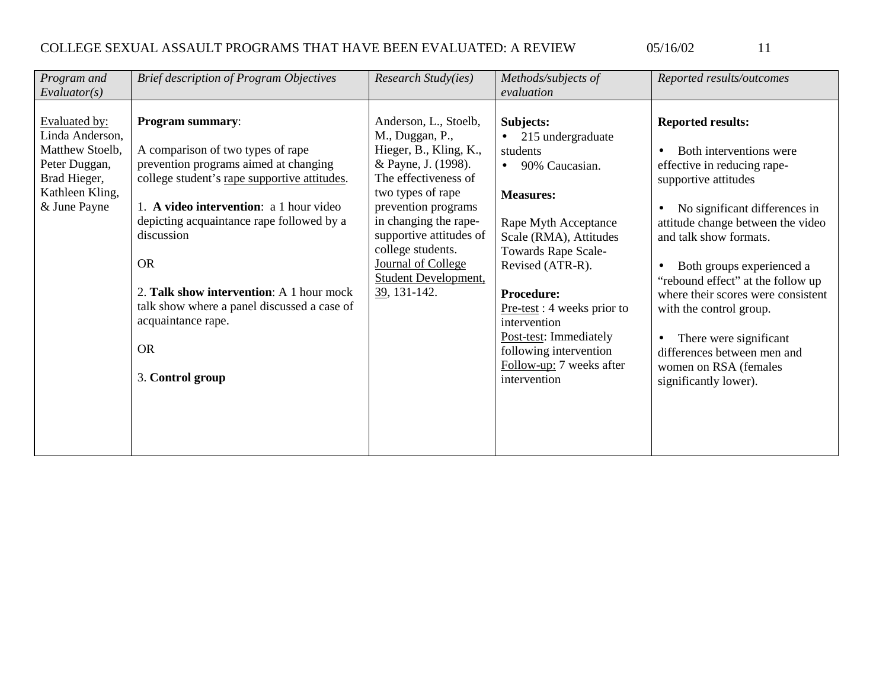| *Program and Evaluator(s)* | *Brief description of Program Objectives* | *Research Study(ies)* | *Methods/subjects of evaluation* | *Reported results/outcomes* |
|---|---|---|---|---|
| Evaluated by: Linda Anderson, Matthew Stoelb, Peter Duggan, Brad Hieger, Kathleen Kling, & June Payne | **Program summary**:<br><br>A comparison of two types of rape prevention programs aimed at changing college student's rape supportive attitudes.<br><br>1. **A video intervention**: a 1 hour video depicting acquaintance rape followed by a discussion<br><br>OR<br><br>2. **Talk show intervention**: A 1 hour mock talk show where a panel discussed a case of acquaintance rape.<br><br>OR<br><br>3. **Control group** | Anderson, L., Stoelb, M., Duggan, P., Hieger, B., Kling, K., & Payne, J. (1998). The effectiveness of two types of rape prevention programs in changing the rape-supportive attitudes of college students. Journal of College Student Development, 39, 131-142. | **Subjects:**<br>• 215 undergraduate students<br>• 90% Caucasian.<br><br>**Measures:**<br><br>Rape Myth Acceptance Scale (RMA), Attitudes Towards Rape Scale-Revised (ATR-R).<br><br>**Procedure:**<br>Pre-test : 4 weeks prior to intervention<br>Post-test: Immediately following intervention<br>Follow-up: 7 weeks after intervention | **Reported results:**<br><br>• Both interventions were effective in reducing rape-supportive attitudes<br><br>• No significant differences in attitude change between the video and talk show formats.<br><br>• Both groups experienced a "rebound effect" at the follow up where their scores were consistent with the control group.<br><br>• There were significant differences between men and women on RSA (females significantly lower). |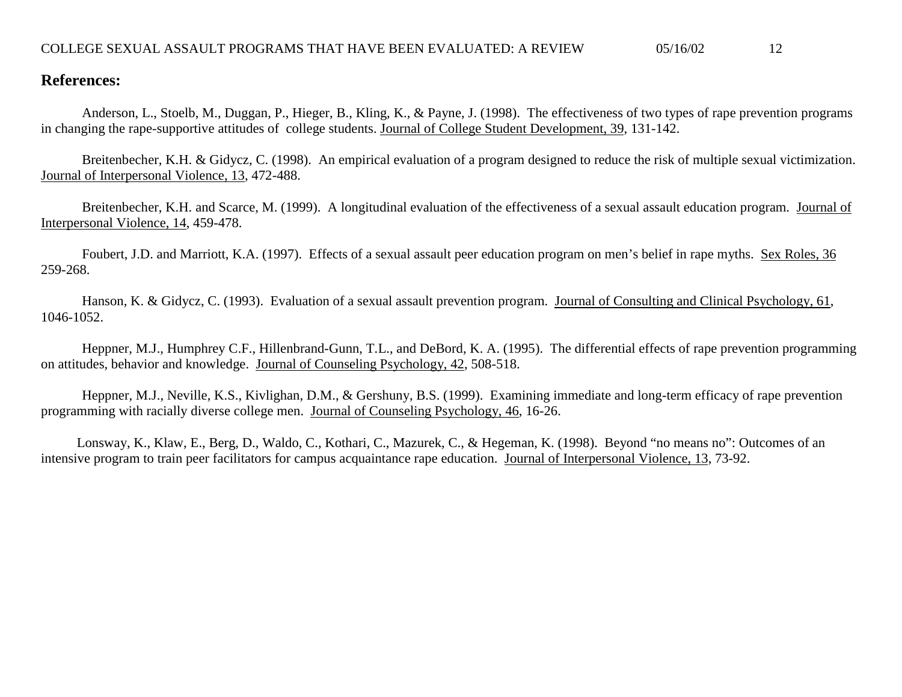## References:

Anderson, L., Stoelb, M., Duggan, P., Hieger, B., Kling, K., & Payne, J. (1998). The effectiveness of two types of rape prevention programs in changing the rape-supportive attitudes of college students. Journal of College Student Development, 39, 131-142.

Breitenbecher, K.H. & Gidycz, C. (1998). An empirical evaluation of a program designed to reduce the risk of multiple sexual victimization. Journal of Interpersonal Violence, 13, 472-488.

Breitenbecher, K.H. and Scarce, M. (1999). A longitudinal evaluation of the effectiveness of a sexual assault education program. Journal of Interpersonal Violence, 14, 459-478.

Foubert, J.D. and Marriott, K.A. (1997). Effects of a sexual assault peer education program on men's belief in rape myths. Sex Roles, 36 259-268.

Hanson, K. & Gidycz, C. (1993). Evaluation of a sexual assault prevention program. Journal of Consulting and Clinical Psychology, 61, 1046-1052.

Heppner, M.J., Humphrey C.F., Hillenbrand-Gunn, T.L., and DeBord, K. A. (1995). The differential effects of rape prevention programming on attitudes, behavior and knowledge. Journal of Counseling Psychology, 42, 508-518.

Heppner, M.J., Neville, K.S., Kivlighan, D.M., & Gershuny, B.S. (1999). Examining immediate and long-term efficacy of rape prevention programming with racially diverse college men. Journal of Counseling Psychology, 46, 16-26.

Lonsway, K., Klaw, E., Berg, D., Waldo, C., Kothari, C., Mazurek, C., & Hegeman, K. (1998). Beyond "no means no": Outcomes of an intensive program to train peer facilitators for campus acquaintance rape education. Journal of Interpersonal Violence, 13, 73-92.